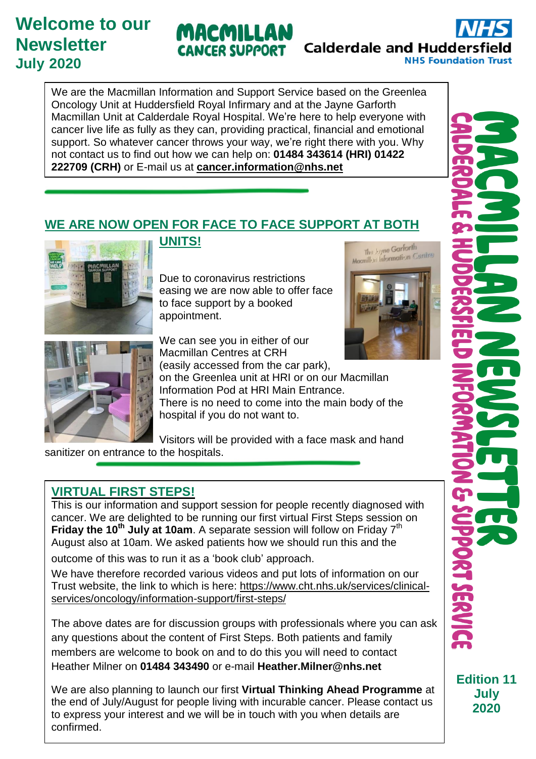# Welcome to our Newsletter July 2020

MACMILLAN CANCER SUPPORT

NHS Calderdale and Huddersfield NHS Foundation Trust

MACMILLAN NEWSLETTER

CALDERDALE & HUDDERSFIELD INFORMATION & SUPPORT SERVICE

Edition 11 July 2020

We are the Macmillan Information and Support Service based on the Greenlea Oncology Unit at Huddersfield Royal Infirmary and at the Jayne Garforth Macmillan Unit at Calderdale Royal Hospital. We're here to help everyone with cancer live life as fully as they can, providing practical, financial and emotional support. So whatever cancer throws your way, we're right there with you. Why not contact us to find out how we can help on: **01484 343614 (HRI) 01422 222709 (CRH)** or E-mail us at **cancer.information@nhs.net**

## WE ARE NOW OPEN FOR FACE TO FACE SUPPORT AT BOTH UNITS!

Due to coronavirus restrictions easing we are now able to offer face to face support by a booked appointment.

We can see you in either of our Macmillan Centres at CRH (easily accessed from the car park), on the Greenlea unit at HRI or on our Macmillan Information Pod at HRI Main Entrance. There is no need to come into the main body of the hospital if you do not want to.

Visitors will be provided with a face mask and hand sanitizer on entrance to the hospitals.

## VIRTUAL FIRST STEPS!

This is our information and support session for people recently diagnosed with cancer. We are delighted to be running our first virtual First Steps session on **Friday the 10th July at 10am**. A separate session will follow on Friday 7th August also at 10am. We asked patients how we should run this and the outcome of this was to run it as a 'book club' approach.

We have therefore recorded various videos and put lots of information on our Trust website, the link to which is here: https://www.cht.nhs.uk/services/clinical-services/oncology/information-support/first-steps/

The above dates are for discussion groups with professionals where you can ask any questions about the content of First Steps. Both patients and family members are welcome to book on and to do this you will need to contact Heather Milner on **01484 343490** or e-mail **Heather.Milner@nhs.net**

We are also planning to launch our first **Virtual Thinking Ahead Programme** at the end of July/August for people living with incurable cancer. Please contact us to express your interest and we will be in touch with you when details are confirmed.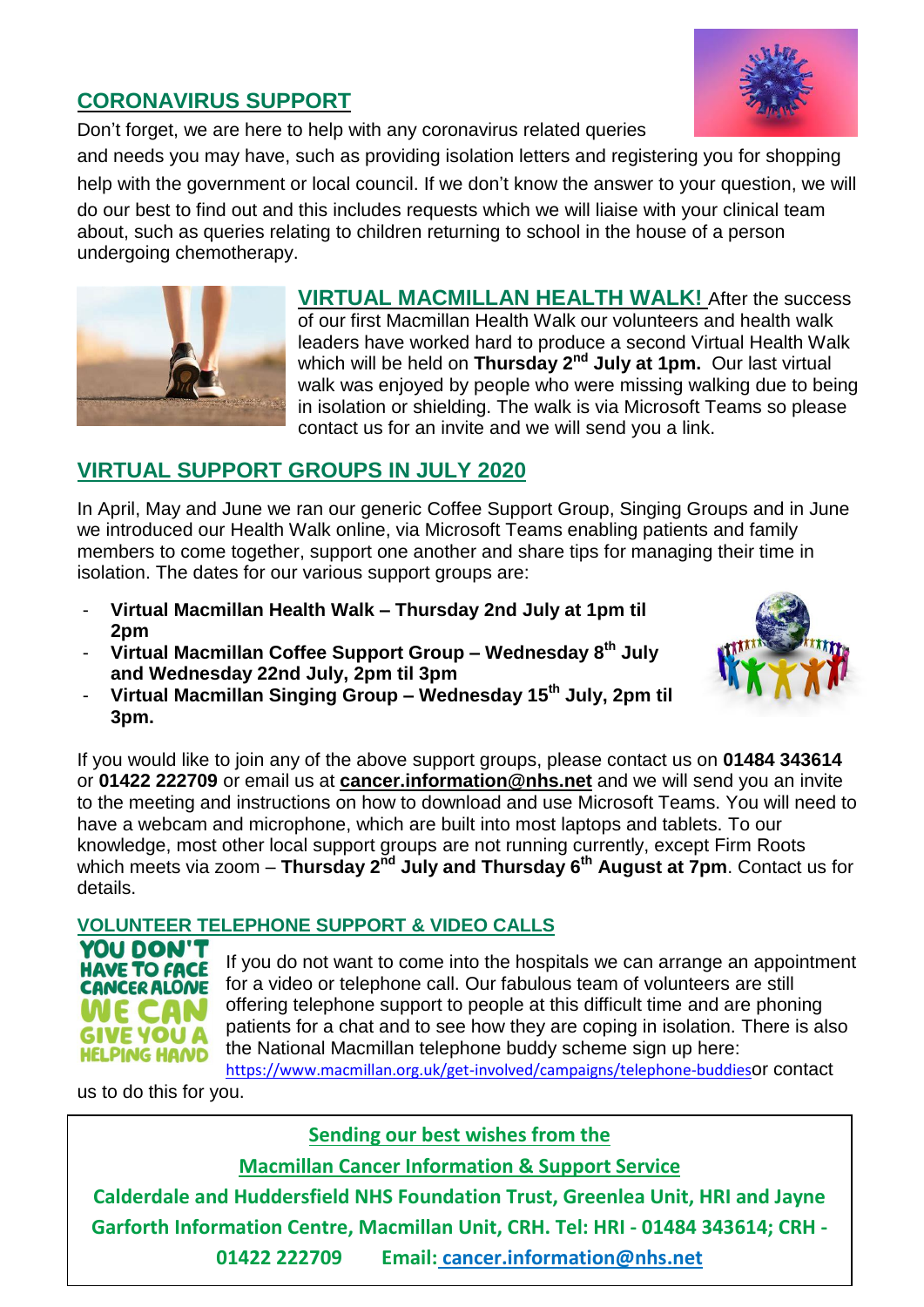## CORONAVIRUS SUPPORT

Don't forget, we are here to help with any coronavirus related queries and needs you may have, such as providing isolation letters and registering you for shopping help with the government or local council. If we don't know the answer to your question, we will do our best to find out and this includes requests which we will liaise with your clinical team about, such as queries relating to children returning to school in the house of a person undergoing chemotherapy.

## VIRTUAL MACMILLAN HEALTH WALK!

After the success of our first Macmillan Health Walk our volunteers and health walk leaders have worked hard to produce a second Virtual Health Walk which will be held on **Thursday 2nd July at 1pm.** Our last virtual walk was enjoyed by people who were missing walking due to being in isolation or shielding. The walk is via Microsoft Teams so please contact us for an invite and we will send you a link.

## VIRTUAL SUPPORT GROUPS IN JULY 2020

In April, May and June we ran our generic Coffee Support Group, Singing Groups and in June we introduced our Health Walk online, via Microsoft Teams enabling patients and family members to come together, support one another and share tips for managing their time in isolation. The dates for our various support groups are:

- **Virtual Macmillan Health Walk – Thursday 2nd July at 1pm til 2pm**
- **Virtual Macmillan Coffee Support Group – Wednesday 8th July and Wednesday 22nd July, 2pm til 3pm**
- **Virtual Macmillan Singing Group – Wednesday 15th July, 2pm til 3pm.**

If you would like to join any of the above support groups, please contact us on **01484 343614** or **01422 222709** or email us at **cancer.information@nhs.net** and we will send you an invite to the meeting and instructions on how to download and use Microsoft Teams. You will need to have a webcam and microphone, which are built into most laptops and tablets. To our knowledge, most other local support groups are not running currently, except Firm Roots which meets via zoom – **Thursday 2nd July and Thursday 6th August at 7pm**. Contact us for details.

## VOLUNTEER TELEPHONE SUPPORT & VIDEO CALLS

YOU DON'T HAVE TO FACE CANCER ALONE WE CAN GIVE YOU A HELPING HAND

If you do not want to come into the hospitals we can arrange an appointment for a video or telephone call. Our fabulous team of volunteers are still offering telephone support to people at this difficult time and are phoning patients for a chat and to see how they are coping in isolation. There is also the National Macmillan telephone buddy scheme sign up here: https://www.macmillan.org.uk/get-involved/campaigns/telephone-buddies or contact us to do this for you.

**Sending our best wishes from the**

**Macmillan Cancer Information & Support Service**

**Calderdale and Huddersfield NHS Foundation Trust, Greenlea Unit, HRI and Jayne Garforth Information Centre, Macmillan Unit, CRH. Tel: HRI - 01484 343614; CRH - 01422 222709 Email: cancer.information@nhs.net**